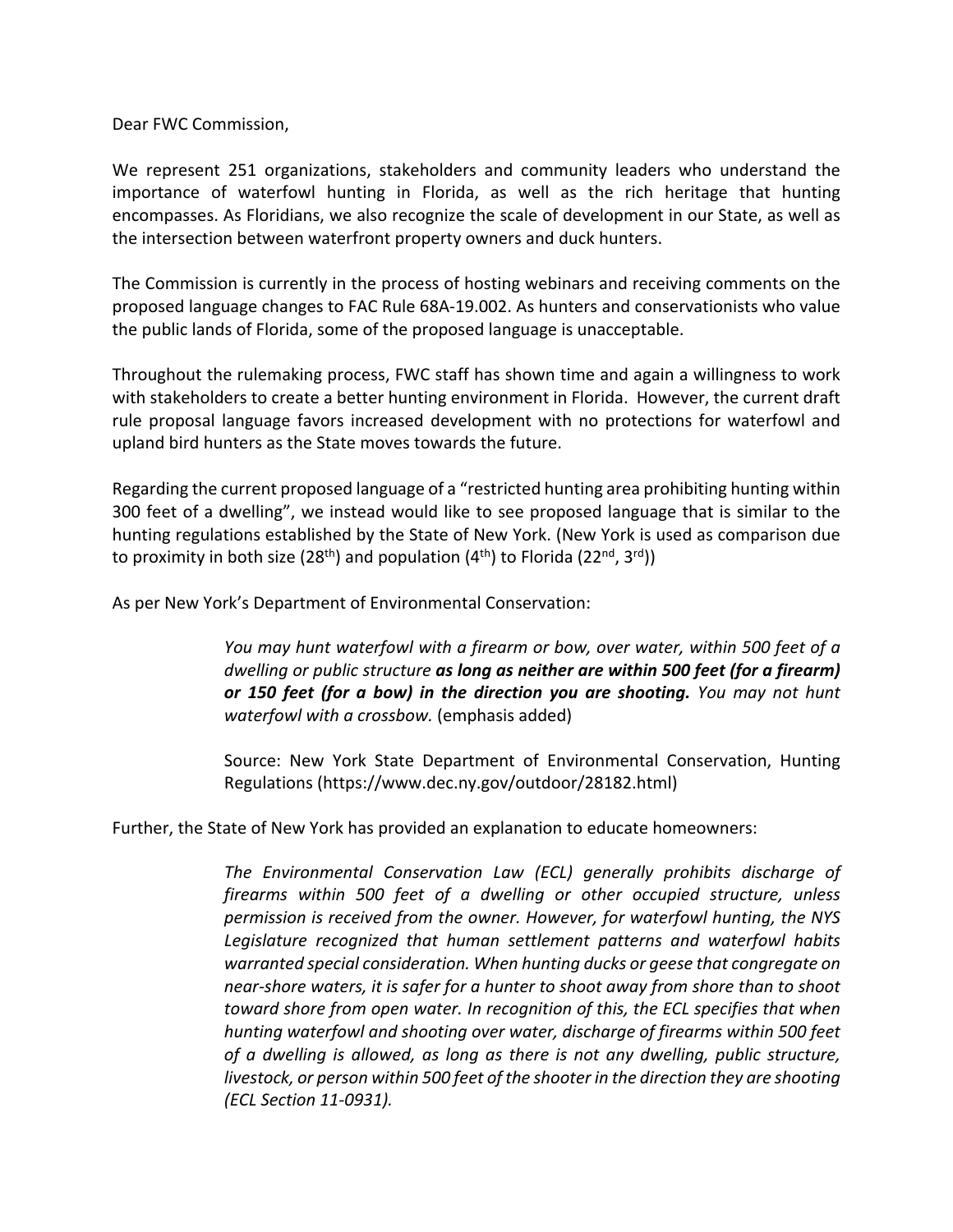Dear FWC Commission,

We represent 251 organizations, stakeholders and community leaders who understand the importance of waterfowl hunting in Florida, as well as the rich heritage that hunting encompasses. As Floridians, we also recognize the scale of development in our State, as well as the intersection between waterfront property owners and duck hunters.

The Commission is currently in the process of hosting webinars and receiving comments on the proposed language changes to FAC Rule 68A-19.002. As hunters and conservationists who value the public lands of Florida, some of the proposed language is unacceptable.

Throughout the rulemaking process, FWC staff has shown time and again a willingness to work with stakeholders to create a better hunting environment in Florida. However, the current draft rule proposal language favors increased development with no protections for waterfowl and upland bird hunters as the State moves towards the future.

Regarding the current proposed language of a "restricted hunting area prohibiting hunting within 300 feet of a dwelling", we instead would like to see proposed language that is similar to the hunting regulations established by the State of New York. (New York is used as comparison due to proximity in both size (28th) and population (4th) to Florida (22nd, 3rd))

As per New York's Department of Environmental Conservation:

> *You may hunt waterfowl with a firearm or bow, over water, within 500 feet of a dwelling or public structure* ***as long as neither are within 500 feet (for a firearm) or 150 feet (for a bow) in the direction you are shooting.*** *You may not hunt waterfowl with a crossbow.* (emphasis added)
>
> Source: New York State Department of Environmental Conservation, Hunting Regulations (https://www.dec.ny.gov/outdoor/28182.html)

Further, the State of New York has provided an explanation to educate homeowners:

> *The Environmental Conservation Law (ECL) generally prohibits discharge of firearms within 500 feet of a dwelling or other occupied structure, unless permission is received from the owner. However, for waterfowl hunting, the NYS Legislature recognized that human settlement patterns and waterfowl habits warranted special consideration. When hunting ducks or geese that congregate on near-shore waters, it is safer for a hunter to shoot away from shore than to shoot toward shore from open water. In recognition of this, the ECL specifies that when hunting waterfowl and shooting over water, discharge of firearms within 500 feet of a dwelling is allowed, as long as there is not any dwelling, public structure, livestock, or person within 500 feet of the shooter in the direction they are shooting (ECL Section 11-0931).*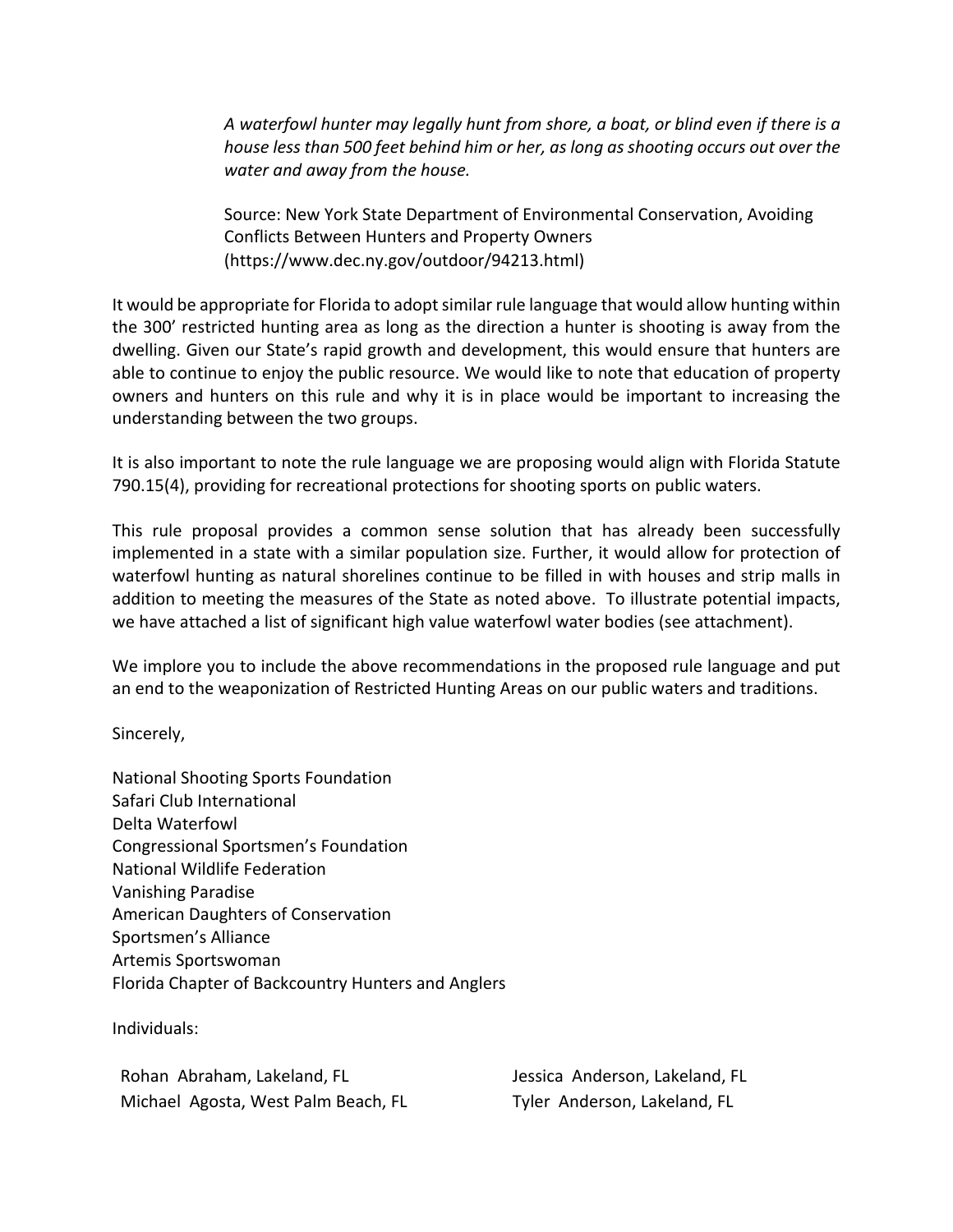> *A waterfowl hunter may legally hunt from shore, a boat, or blind even if there is a house less than 500 feet behind him or her, as long as shooting occurs out over the water and away from the house.*
>
> Source: New York State Department of Environmental Conservation, Avoiding Conflicts Between Hunters and Property Owners (https://www.dec.ny.gov/outdoor/94213.html)

It would be appropriate for Florida to adopt similar rule language that would allow hunting within the 300' restricted hunting area as long as the direction a hunter is shooting is away from the dwelling. Given our State's rapid growth and development, this would ensure that hunters are able to continue to enjoy the public resource. We would like to note that education of property owners and hunters on this rule and why it is in place would be important to increasing the understanding between the two groups.

It is also important to note the rule language we are proposing would align with Florida Statute 790.15(4), providing for recreational protections for shooting sports on public waters.

This rule proposal provides a common sense solution that has already been successfully implemented in a state with a similar population size. Further, it would allow for protection of waterfowl hunting as natural shorelines continue to be filled in with houses and strip malls in addition to meeting the measures of the State as noted above. To illustrate potential impacts, we have attached a list of significant high value waterfowl water bodies (see attachment).

We implore you to include the above recommendations in the proposed rule language and put an end to the weaponization of Restricted Hunting Areas on our public waters and traditions.

Sincerely,

National Shooting Sports Foundation
Safari Club International
Delta Waterfowl
Congressional Sportsmen's Foundation
National Wildlife Federation
Vanishing Paradise
American Daughters of Conservation
Sportsmen's Alliance
Artemis Sportswoman
Florida Chapter of Backcountry Hunters and Anglers

Individuals:

Rohan Abraham, Lakeland, FL
Michael Agosta, West Palm Beach, FL
Jessica Anderson, Lakeland, FL
Tyler Anderson, Lakeland, FL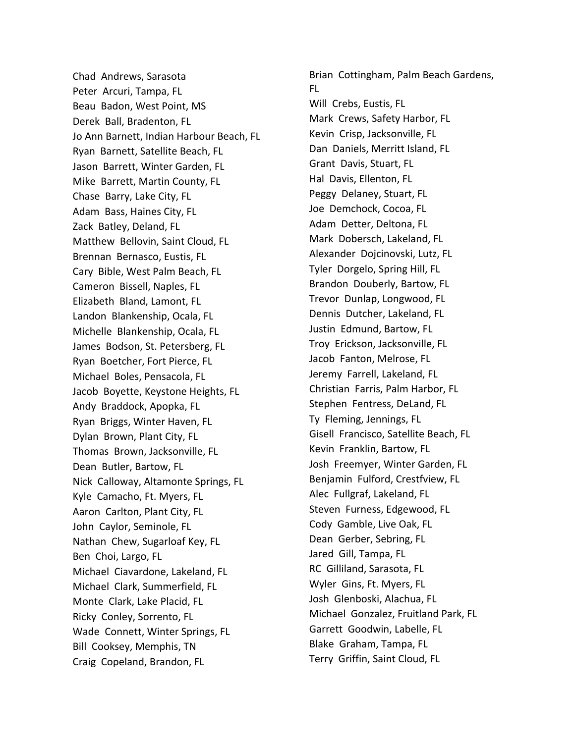Chad  Andrews, Sarasota
Peter  Arcuri, Tampa, FL
Beau  Badon, West Point, MS
Derek  Ball, Bradenton, FL
Jo Ann Barnett, Indian Harbour Beach, FL
Ryan  Barnett, Satellite Beach, FL
Jason  Barrett, Winter Garden, FL
Mike  Barrett, Martin County, FL
Chase  Barry, Lake City, FL
Adam  Bass, Haines City, FL
Zack  Batley, Deland, FL
Matthew  Bellovin, Saint Cloud, FL
Brennan  Bernasco, Eustis, FL
Cary  Bible, West Palm Beach, FL
Cameron  Bissell, Naples, FL
Elizabeth  Bland, Lamont, FL
Landon  Blankenship, Ocala, FL
Michelle  Blankenship, Ocala, FL
James  Bodson, St. Petersberg, FL
Ryan  Boetcher, Fort Pierce, FL
Michael  Boles, Pensacola, FL
Jacob  Boyette, Keystone Heights, FL
Andy  Braddock, Apopka, FL
Ryan  Briggs, Winter Haven, FL
Dylan  Brown, Plant City, FL
Thomas  Brown, Jacksonville, FL
Dean  Butler, Bartow, FL
Nick  Calloway, Altamonte Springs, FL
Kyle  Camacho, Ft. Myers, FL
Aaron  Carlton, Plant City, FL
John  Caylor, Seminole, FL
Nathan  Chew, Sugarloaf Key, FL
Ben  Choi, Largo, FL
Michael  Ciavardone, Lakeland, FL
Michael  Clark, Summerfield, FL
Monte  Clark, Lake Placid, FL
Ricky  Conley, Sorrento, FL
Wade  Connett, Winter Springs, FL
Bill  Cooksey, Memphis, TN
Craig  Copeland, Brandon, FL
Brian  Cottingham, Palm Beach Gardens, FL
Will  Crebs, Eustis, FL
Mark  Crews, Safety Harbor, FL
Kevin  Crisp, Jacksonville, FL
Dan  Daniels, Merritt Island, FL
Grant  Davis, Stuart, FL
Hal  Davis, Ellenton, FL
Peggy  Delaney, Stuart, FL
Joe  Demchock, Cocoa, FL
Adam  Detter, Deltona, FL
Mark  Dobersch, Lakeland, FL
Alexander  Dojcinovski, Lutz, FL
Tyler  Dorgelo, Spring Hill, FL
Brandon  Douberly, Bartow, FL
Trevor  Dunlap, Longwood, FL
Dennis  Dutcher, Lakeland, FL
Justin  Edmund, Bartow, FL
Troy  Erickson, Jacksonville, FL
Jacob  Fanton, Melrose, FL
Jeremy  Farrell, Lakeland, FL
Christian  Farris, Palm Harbor, FL
Stephen  Fentress, DeLand, FL
Ty  Fleming, Jennings, FL
Gisell  Francisco, Satellite Beach, FL
Kevin  Franklin, Bartow, FL
Josh  Freemyer, Winter Garden, FL
Benjamin  Fulford, Crestfview, FL
Alec  Fullgraf, Lakeland, FL
Steven  Furness, Edgewood, FL
Cody  Gamble, Live Oak, FL
Dean  Gerber, Sebring, FL
Jared  Gill, Tampa, FL
RC  Gilliland, Sarasota, FL
Wyler  Gins, Ft. Myers, FL
Josh  Glenboski, Alachua, FL
Michael  Gonzalez, Fruitland Park, FL
Garrett  Goodwin, Labelle, FL
Blake  Graham, Tampa, FL
Terry  Griffin, Saint Cloud, FL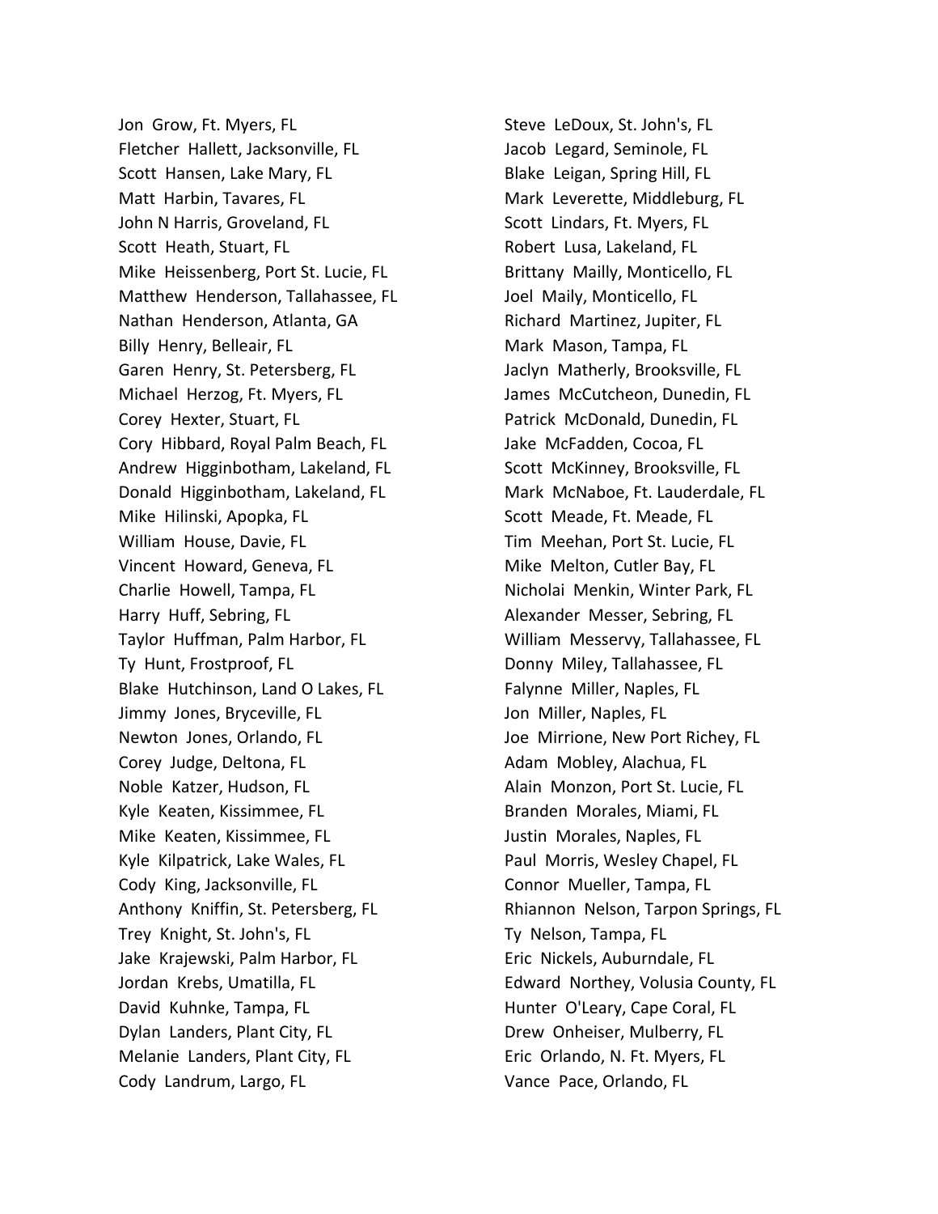Jon Grow, Ft. Myers, FL
Fletcher Hallett, Jacksonville, FL
Scott Hansen, Lake Mary, FL
Matt Harbin, Tavares, FL
John N Harris, Groveland, FL
Scott Heath, Stuart, FL
Mike Heissenberg, Port St. Lucie, FL
Matthew Henderson, Tallahassee, FL
Nathan Henderson, Atlanta, GA
Billy Henry, Belleair, FL
Garen Henry, St. Petersberg, FL
Michael Herzog, Ft. Myers, FL
Corey Hexter, Stuart, FL
Cory Hibbard, Royal Palm Beach, FL
Andrew Higginbotham, Lakeland, FL
Donald Higginbotham, Lakeland, FL
Mike Hilinski, Apopka, FL
William House, Davie, FL
Vincent Howard, Geneva, FL
Charlie Howell, Tampa, FL
Harry Huff, Sebring, FL
Taylor Huffman, Palm Harbor, FL
Ty Hunt, Frostproof, FL
Blake Hutchinson, Land O Lakes, FL
Jimmy Jones, Bryceville, FL
Newton Jones, Orlando, FL
Corey Judge, Deltona, FL
Noble Katzer, Hudson, FL
Kyle Keaten, Kissimmee, FL
Mike Keaten, Kissimmee, FL
Kyle Kilpatrick, Lake Wales, FL
Cody King, Jacksonville, FL
Anthony Kniffin, St. Petersberg, FL
Trey Knight, St. John's, FL
Jake Krajewski, Palm Harbor, FL
Jordan Krebs, Umatilla, FL
David Kuhnke, Tampa, FL
Dylan Landers, Plant City, FL
Melanie Landers, Plant City, FL
Cody Landrum, Largo, FL
Steve LeDoux, St. John's, FL
Jacob Legard, Seminole, FL
Blake Leigan, Spring Hill, FL
Mark Leverette, Middleburg, FL
Scott Lindars, Ft. Myers, FL
Robert Lusa, Lakeland, FL
Brittany Mailly, Monticello, FL
Joel Maily, Monticello, FL
Richard Martinez, Jupiter, FL
Mark Mason, Tampa, FL
Jaclyn Matherly, Brooksville, FL
James McCutcheon, Dunedin, FL
Patrick McDonald, Dunedin, FL
Jake McFadden, Cocoa, FL
Scott McKinney, Brooksville, FL
Mark McNaboe, Ft. Lauderdale, FL
Scott Meade, Ft. Meade, FL
Tim Meehan, Port St. Lucie, FL
Mike Melton, Cutler Bay, FL
Nicholai Menkin, Winter Park, FL
Alexander Messer, Sebring, FL
William Messervy, Tallahassee, FL
Donny Miley, Tallahassee, FL
Falynne Miller, Naples, FL
Jon Miller, Naples, FL
Joe Mirrione, New Port Richey, FL
Adam Mobley, Alachua, FL
Alain Monzon, Port St. Lucie, FL
Branden Morales, Miami, FL
Justin Morales, Naples, FL
Paul Morris, Wesley Chapel, FL
Connor Mueller, Tampa, FL
Rhiannon Nelson, Tarpon Springs, FL
Ty Nelson, Tampa, FL
Eric Nickels, Auburndale, FL
Edward Northey, Volusia County, FL
Hunter O'Leary, Cape Coral, FL
Drew Onheiser, Mulberry, FL
Eric Orlando, N. Ft. Myers, FL
Vance Pace, Orlando, FL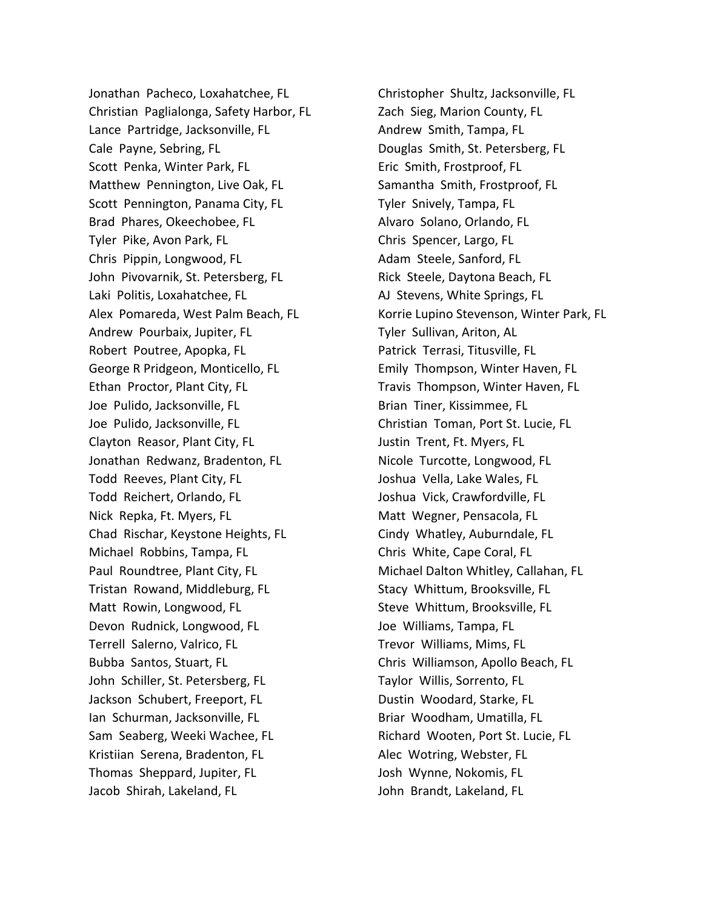Jonathan  Pacheco, Loxahatchee, FL
Christian  Paglialonga, Safety Harbor, FL
Lance  Partridge, Jacksonville, FL
Cale  Payne, Sebring, FL
Scott  Penka, Winter Park, FL
Matthew  Pennington, Live Oak, FL
Scott  Pennington, Panama City, FL
Brad  Phares, Okeechobee, FL
Tyler  Pike, Avon Park, FL
Chris  Pippin, Longwood, FL
John  Pivovarnik, St. Petersberg, FL
Laki  Politis, Loxahatchee, FL
Alex  Pomareda, West Palm Beach, FL
Andrew  Pourbaix, Jupiter, FL
Robert  Poutree, Apopka, FL
George R Pridgeon, Monticello, FL
Ethan  Proctor, Plant City, FL
Joe  Pulido, Jacksonville, FL
Joe  Pulido, Jacksonville, FL
Clayton  Reasor, Plant City, FL
Jonathan  Redwanz, Bradenton, FL
Todd  Reeves, Plant City, FL
Todd  Reichert, Orlando, FL
Nick  Repka, Ft. Myers, FL
Chad  Rischar, Keystone Heights, FL
Michael  Robbins, Tampa, FL
Paul  Roundtree, Plant City, FL
Tristan  Rowand, Middleburg, FL
Matt  Rowin, Longwood, FL
Devon  Rudnick, Longwood, FL
Terrell  Salerno, Valrico, FL
Bubba  Santos, Stuart, FL
John  Schiller, St. Petersberg, FL
Jackson  Schubert, Freeport, FL
Ian  Schurman, Jacksonville, FL
Sam  Seaberg, Weeki Wachee, FL
Kristiian  Serena, Bradenton, FL
Thomas  Sheppard, Jupiter, FL
Jacob  Shirah, Lakeland, FL
Christopher  Shultz, Jacksonville, FL
Zach  Sieg, Marion County, FL
Andrew  Smith, Tampa, FL
Douglas  Smith, St. Petersberg, FL
Eric  Smith, Frostproof, FL
Samantha  Smith, Frostproof, FL
Tyler  Snively, Tampa, FL
Alvaro  Solano, Orlando, FL
Chris  Spencer, Largo, FL
Adam  Steele, Sanford, FL
Rick  Steele, Daytona Beach, FL
AJ  Stevens, White Springs, FL
Korrie Lupino Stevenson, Winter Park, FL
Tyler  Sullivan, Ariton, AL
Patrick  Terrasi, Titusville, FL
Emily  Thompson, Winter Haven, FL
Travis  Thompson, Winter Haven, FL
Brian  Tiner, Kissimmee, FL
Christian  Toman, Port St. Lucie, FL
Justin  Trent, Ft. Myers, FL
Nicole  Turcotte, Longwood, FL
Joshua  Vella, Lake Wales, FL
Joshua  Vick, Crawfordville, FL
Matt  Wegner, Pensacola, FL
Cindy  Whatley, Auburndale, FL
Chris  White, Cape Coral, FL
Michael Dalton Whitley, Callahan, FL
Stacy  Whittum, Brooksville, FL
Steve  Whittum, Brooksville, FL
Joe  Williams, Tampa, FL
Trevor  Williams, Mims, FL
Chris  Williamson, Apollo Beach, FL
Taylor  Willis, Sorrento, FL
Dustin  Woodard, Starke, FL
Briar  Woodham, Umatilla, FL
Richard  Wooten, Port St. Lucie, FL
Alec  Wotring, Webster, FL
Josh  Wynne, Nokomis, FL
John  Brandt, Lakeland, FL